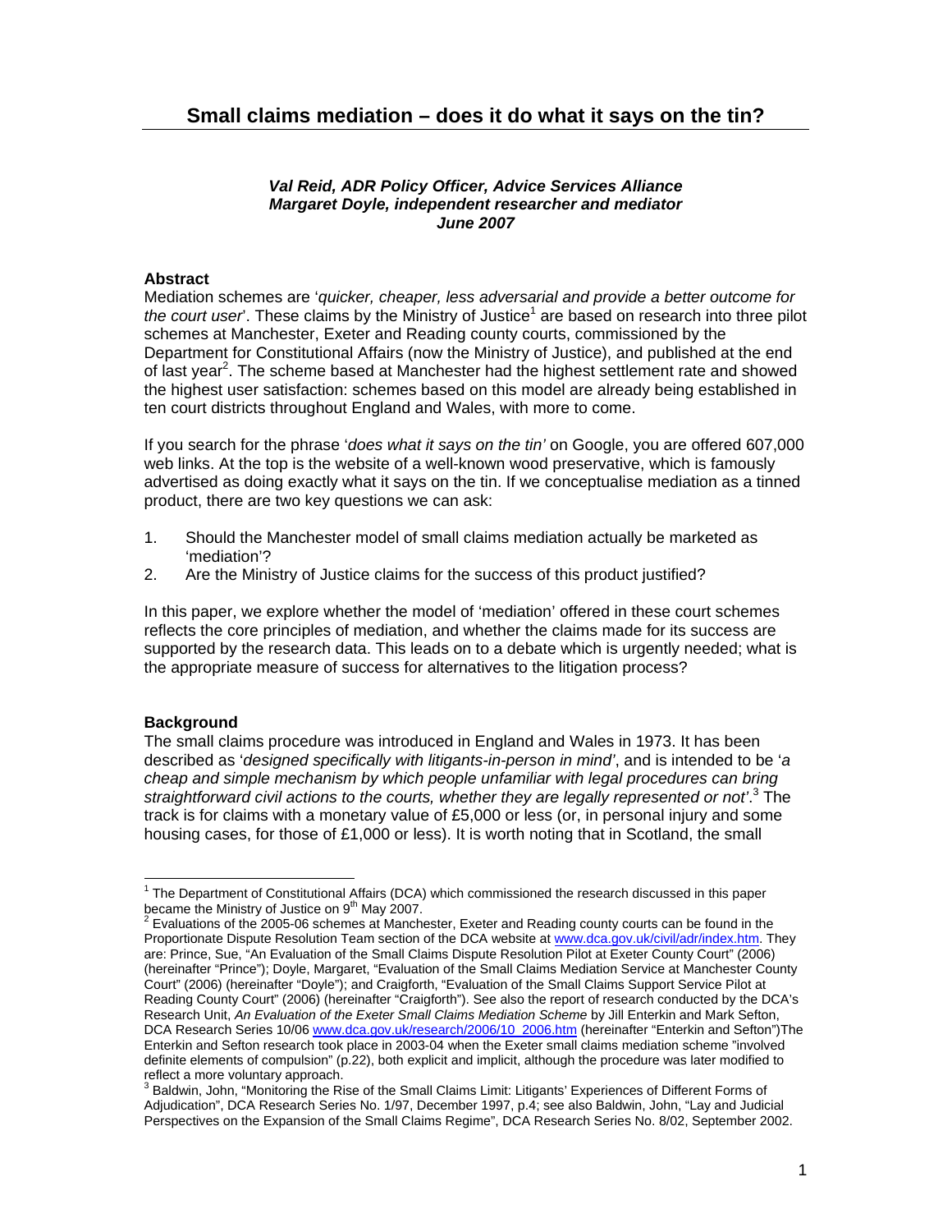# Small claims mediation – does it do what it says on the tin?

***Val Reid, ADR Policy Officer, Advice Services Alliance***
***Margaret Doyle, independent researcher and mediator***
***June 2007***

### Abstract

Mediation schemes are '*quicker, cheaper, less adversarial and provide a better outcome for the court user*'. These claims by the Ministry of Justice[1] are based on research into three pilot schemes at Manchester, Exeter and Reading county courts, commissioned by the Department for Constitutional Affairs (now the Ministry of Justice), and published at the end of last year[2]. The scheme based at Manchester had the highest settlement rate and showed the highest user satisfaction: schemes based on this model are already being established in ten court districts throughout England and Wales, with more to come.

If you search for the phrase '*does what it says on the tin'* on Google, you are offered 607,000 web links. At the top is the website of a well-known wood preservative, which is famously advertised as doing exactly what it says on the tin. If we conceptualise mediation as a tinned product, there are two key questions we can ask:

1. Should the Manchester model of small claims mediation actually be marketed as 'mediation'?
2. Are the Ministry of Justice claims for the success of this product justified?

In this paper, we explore whether the model of 'mediation' offered in these court schemes reflects the core principles of mediation, and whether the claims made for its success are supported by the research data. This leads on to a debate which is urgently needed; what is the appropriate measure of success for alternatives to the litigation process?

### Background

The small claims procedure was introduced in England and Wales in 1973. It has been described as '*designed specifically with litigants-in-person in mind'*, and is intended to be '*a cheap and simple mechanism by which people unfamiliar with legal procedures can bring straightforward civil actions to the courts, whether they are legally represented or not'*.[3] The track is for claims with a monetary value of £5,000 or less (or, in personal injury and some housing cases, for those of £1,000 or less). It is worth noting that in Scotland, the small

---

[1] The Department of Constitutional Affairs (DCA) which commissioned the research discussed in this paper became the Ministry of Justice on 9th May 2007.

[2] Evaluations of the 2005-06 schemes at Manchester, Exeter and Reading county courts can be found in the Proportionate Dispute Resolution Team section of the DCA website at www.dca.gov.uk/civil/adr/index.htm. They are: Prince, Sue, "An Evaluation of the Small Claims Dispute Resolution Pilot at Exeter County Court" (2006) (hereinafter "Prince"); Doyle, Margaret, "Evaluation of the Small Claims Mediation Service at Manchester County Court" (2006) (hereinafter "Doyle"); and Craigforth, "Evaluation of the Small Claims Support Service Pilot at Reading County Court" (2006) (hereinafter "Craigforth"). See also the report of research conducted by the DCA's Research Unit, *An Evaluation of the Exeter Small Claims Mediation Scheme* by Jill Enterkin and Mark Sefton, DCA Research Series 10/06 www.dca.gov.uk/research/2006/10_2006.htm (hereinafter "Enterkin and Sefton")The Enterkin and Sefton research took place in 2003-04 when the Exeter small claims mediation scheme "involved definite elements of compulsion" (p.22), both explicit and implicit, although the procedure was later modified to reflect a more voluntary approach.

[3] Baldwin, John, "Monitoring the Rise of the Small Claims Limit: Litigants' Experiences of Different Forms of Adjudication", DCA Research Series No. 1/97, December 1997, p.4; see also Baldwin, John, "Lay and Judicial Perspectives on the Expansion of the Small Claims Regime", DCA Research Series No. 8/02, September 2002.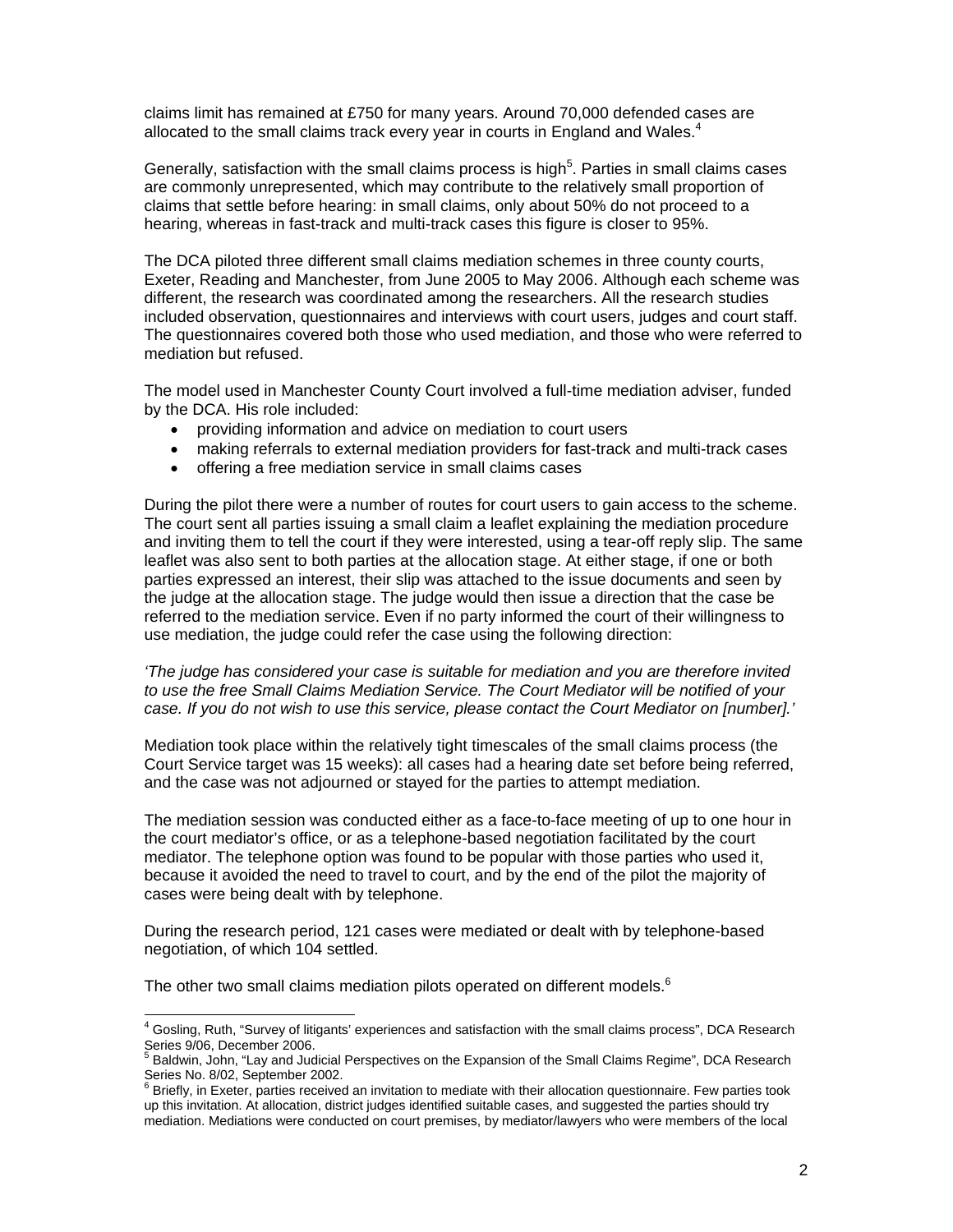claims limit has remained at £750 for many years. Around 70,000 defended cases are allocated to the small claims track every year in courts in England and Wales.[4]

Generally, satisfaction with the small claims process is high[5]. Parties in small claims cases are commonly unrepresented, which may contribute to the relatively small proportion of claims that settle before hearing: in small claims, only about 50% do not proceed to a hearing, whereas in fast-track and multi-track cases this figure is closer to 95%.

The DCA piloted three different small claims mediation schemes in three county courts, Exeter, Reading and Manchester, from June 2005 to May 2006. Although each scheme was different, the research was coordinated among the researchers. All the research studies included observation, questionnaires and interviews with court users, judges and court staff. The questionnaires covered both those who used mediation, and those who were referred to mediation but refused.

The model used in Manchester County Court involved a full-time mediation adviser, funded by the DCA. His role included:

- providing information and advice on mediation to court users
- making referrals to external mediation providers for fast-track and multi-track cases
- offering a free mediation service in small claims cases

During the pilot there were a number of routes for court users to gain access to the scheme. The court sent all parties issuing a small claim a leaflet explaining the mediation procedure and inviting them to tell the court if they were interested, using a tear-off reply slip. The same leaflet was also sent to both parties at the allocation stage. At either stage, if one or both parties expressed an interest, their slip was attached to the issue documents and seen by the judge at the allocation stage. The judge would then issue a direction that the case be referred to the mediation service. Even if no party informed the court of their willingness to use mediation, the judge could refer the case using the following direction:

*'The judge has considered your case is suitable for mediation and you are therefore invited to use the free Small Claims Mediation Service. The Court Mediator will be notified of your case. If you do not wish to use this service, please contact the Court Mediator on [number].'*

Mediation took place within the relatively tight timescales of the small claims process (the Court Service target was 15 weeks): all cases had a hearing date set before being referred, and the case was not adjourned or stayed for the parties to attempt mediation.

The mediation session was conducted either as a face-to-face meeting of up to one hour in the court mediator's office, or as a telephone-based negotiation facilitated by the court mediator. The telephone option was found to be popular with those parties who used it, because it avoided the need to travel to court, and by the end of the pilot the majority of cases were being dealt with by telephone.

During the research period, 121 cases were mediated or dealt with by telephone-based negotiation, of which 104 settled.

The other two small claims mediation pilots operated on different models.[6]

---

[4] Gosling, Ruth, "Survey of litigants' experiences and satisfaction with the small claims process", DCA Research Series 9/06, December 2006.

[5] Baldwin, John, "Lay and Judicial Perspectives on the Expansion of the Small Claims Regime", DCA Research Series No. 8/02, September 2002.

[6] Briefly, in Exeter, parties received an invitation to mediate with their allocation questionnaire. Few parties took up this invitation. At allocation, district judges identified suitable cases, and suggested the parties should try mediation. Mediations were conducted on court premises, by mediator/lawyers who were members of the local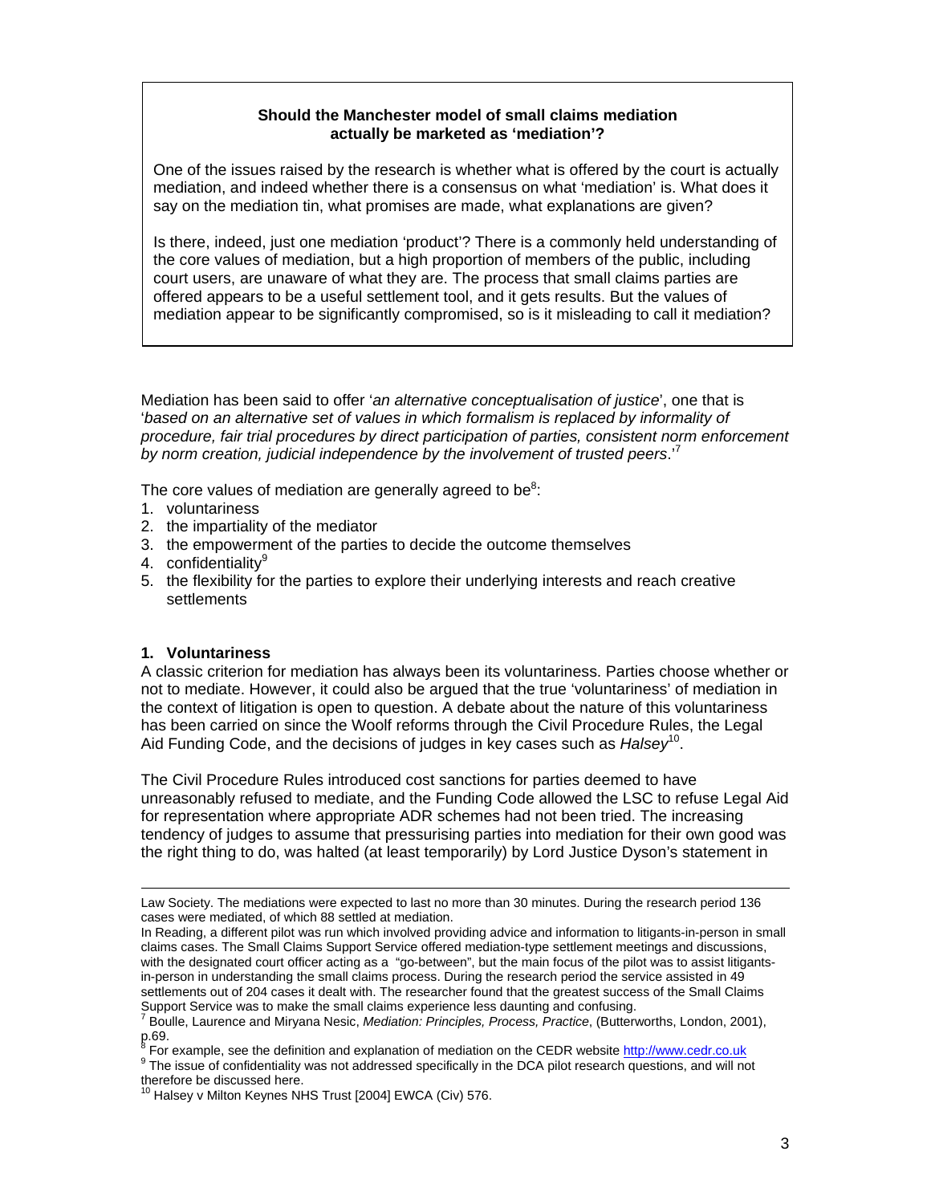> **Should the Manchester model of small claims mediation actually be marketed as 'mediation'?**
>
> One of the issues raised by the research is whether what is offered by the court is actually mediation, and indeed whether there is a consensus on what 'mediation' is. What does it say on the mediation tin, what promises are made, what explanations are given?
>
> Is there, indeed, just one mediation 'product'? There is a commonly held understanding of the core values of mediation, but a high proportion of members of the public, including court users, are unaware of what they are. The process that small claims parties are offered appears to be a useful settlement tool, and it gets results. But the values of mediation appear to be significantly compromised, so is it misleading to call it mediation?

Mediation has been said to offer '*an alternative conceptualisation of justice*', one that is '*based on an alternative set of values in which formalism is replaced by informality of procedure, fair trial procedures by direct participation of parties, consistent norm enforcement by norm creation, judicial independence by the involvement of trusted peers*.'[7]

The core values of mediation are generally agreed to be[8]:

1. voluntariness
2. the impartiality of the mediator
3. the empowerment of the parties to decide the outcome themselves
4. confidentiality[9]
5. the flexibility for the parties to explore their underlying interests and reach creative settlements

### 1. Voluntariness

A classic criterion for mediation has always been its voluntariness. Parties choose whether or not to mediate. However, it could also be argued that the true 'voluntariness' of mediation in the context of litigation is open to question. A debate about the nature of this voluntariness has been carried on since the Woolf reforms through the Civil Procedure Rules, the Legal Aid Funding Code, and the decisions of judges in key cases such as *Halsey*[10].

The Civil Procedure Rules introduced cost sanctions for parties deemed to have unreasonably refused to mediate, and the Funding Code allowed the LSC to refuse Legal Aid for representation where appropriate ADR schemes had not been tried. The increasing tendency of judges to assume that pressurising parties into mediation for their own good was the right thing to do, was halted (at least temporarily) by Lord Justice Dyson's statement in

---

Law Society. The mediations were expected to last no more than 30 minutes. During the research period 136 cases were mediated, of which 88 settled at mediation.

In Reading, a different pilot was run which involved providing advice and information to litigants-in-person in small claims cases. The Small Claims Support Service offered mediation-type settlement meetings and discussions, with the designated court officer acting as a "go-between", but the main focus of the pilot was to assist litigants-in-person in understanding the small claims process. During the research period the service assisted in 49 settlements out of 204 cases it dealt with. The researcher found that the greatest success of the Small Claims Support Service was to make the small claims experience less daunting and confusing.

[7] Boulle, Laurence and Miryana Nesic, *Mediation: Principles, Process, Practice*, (Butterworths, London, 2001), p.69.

[8] For example, see the definition and explanation of mediation on the CEDR website http://www.cedr.co.uk

[9] The issue of confidentiality was not addressed specifically in the DCA pilot research questions, and will not therefore be discussed here.

[10] Halsey v Milton Keynes NHS Trust [2004] EWCA (Civ) 576.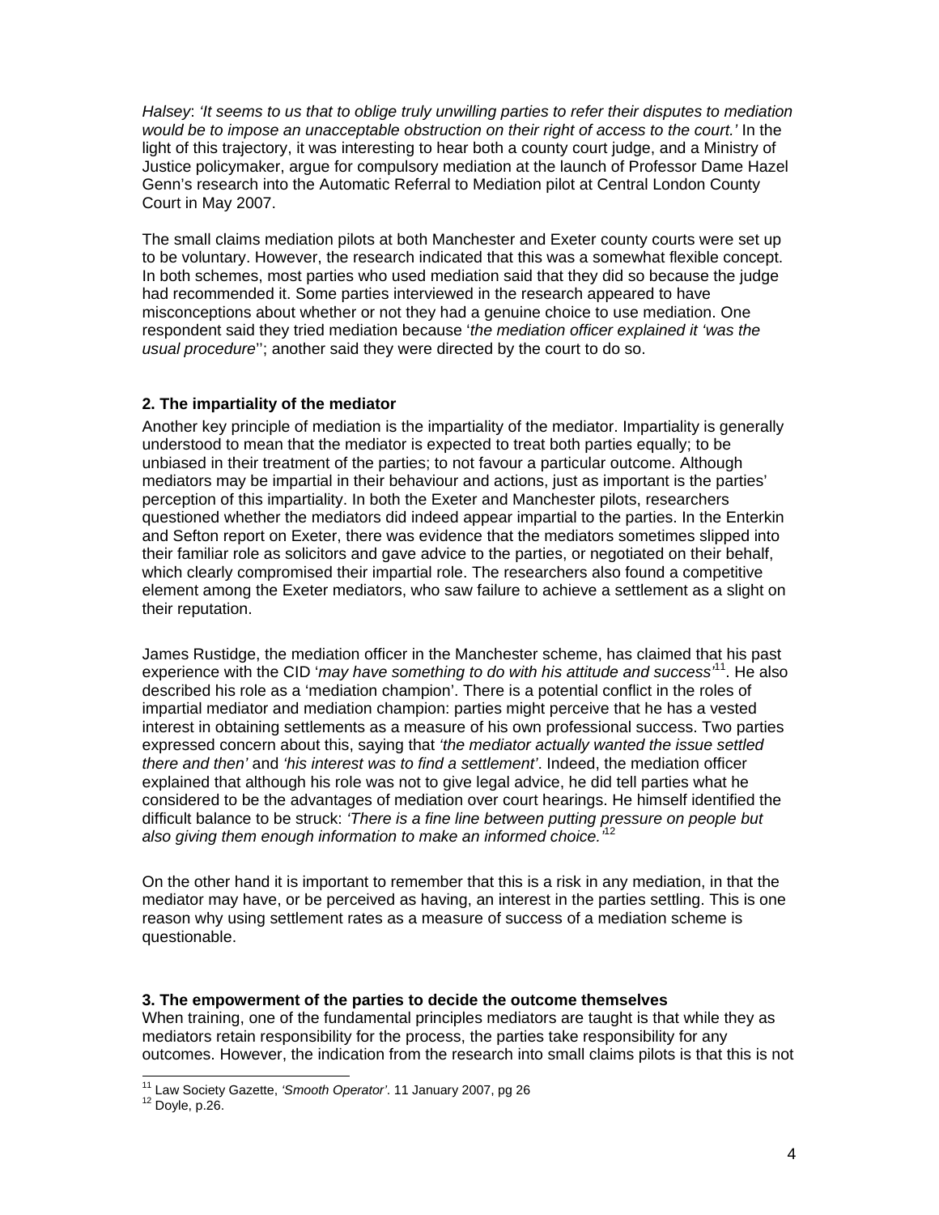*Halsey*: *'It seems to us that to oblige truly unwilling parties to refer their disputes to mediation would be to impose an unacceptable obstruction on their right of access to the court.'* In the light of this trajectory, it was interesting to hear both a county court judge, and a Ministry of Justice policymaker, argue for compulsory mediation at the launch of Professor Dame Hazel Genn's research into the Automatic Referral to Mediation pilot at Central London County Court in May 2007.

The small claims mediation pilots at both Manchester and Exeter county courts were set up to be voluntary. However, the research indicated that this was a somewhat flexible concept. In both schemes, most parties who used mediation said that they did so because the judge had recommended it. Some parties interviewed in the research appeared to have misconceptions about whether or not they had a genuine choice to use mediation. One respondent said they tried mediation because '*the mediation officer explained it 'was the usual procedure*''; another said they were directed by the court to do so.

**2. The impartiality of the mediator**

Another key principle of mediation is the impartiality of the mediator. Impartiality is generally understood to mean that the mediator is expected to treat both parties equally; to be unbiased in their treatment of the parties; to not favour a particular outcome. Although mediators may be impartial in their behaviour and actions, just as important is the parties' perception of this impartiality. In both the Exeter and Manchester pilots, researchers questioned whether the mediators did indeed appear impartial to the parties. In the Enterkin and Sefton report on Exeter, there was evidence that the mediators sometimes slipped into their familiar role as solicitors and gave advice to the parties, or negotiated on their behalf, which clearly compromised their impartial role. The researchers also found a competitive element among the Exeter mediators, who saw failure to achieve a settlement as a slight on their reputation.

James Rustidge, the mediation officer in the Manchester scheme, has claimed that his past experience with the CID '*may have something to do with his attitude and success*'[11]. He also described his role as a 'mediation champion'. There is a potential conflict in the roles of impartial mediator and mediation champion: parties might perceive that he has a vested interest in obtaining settlements as a measure of his own professional success. Two parties expressed concern about this, saying that *'the mediator actually wanted the issue settled there and then'* and *'his interest was to find a settlement'*. Indeed, the mediation officer explained that although his role was not to give legal advice, he did tell parties what he considered to be the advantages of mediation over court hearings. He himself identified the difficult balance to be struck: *'There is a fine line between putting pressure on people but also giving them enough information to make an informed choice.'*[12]

On the other hand it is important to remember that this is a risk in any mediation, in that the mediator may have, or be perceived as having, an interest in the parties settling. This is one reason why using settlement rates as a measure of success of a mediation scheme is questionable.

**3. The empowerment of the parties to decide the outcome themselves**

When training, one of the fundamental principles mediators are taught is that while they as mediators retain responsibility for the process, the parties take responsibility for any outcomes. However, the indication from the research into small claims pilots is that this is not

---

[11] Law Society Gazette, *'Smooth Operator'*. 11 January 2007, pg 26

[12] Doyle, p.26.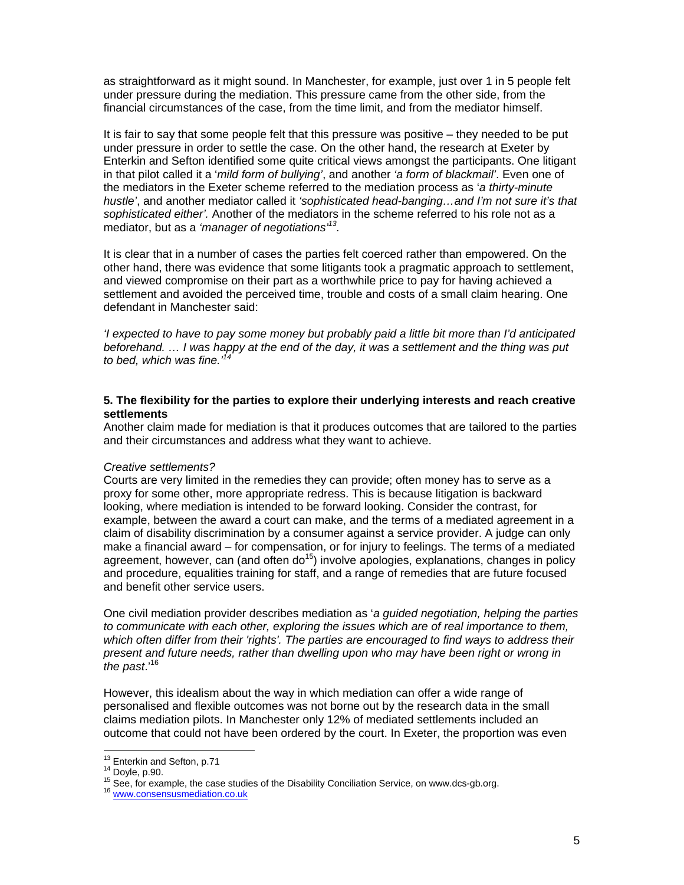as straightforward as it might sound. In Manchester, for example, just over 1 in 5 people felt under pressure during the mediation. This pressure came from the other side, from the financial circumstances of the case, from the time limit, and from the mediator himself.

It is fair to say that some people felt that this pressure was positive – they needed to be put under pressure in order to settle the case. On the other hand, the research at Exeter by Enterkin and Sefton identified some quite critical views amongst the participants. One litigant in that pilot called it a '*mild form of bullying'*, and another *'a form of blackmail'*. Even one of the mediators in the Exeter scheme referred to the mediation process as '*a thirty-minute hustle'*, and another mediator called it *'sophisticated head-banging…and I'm not sure it's that sophisticated either'.* Another of the mediators in the scheme referred to his role not as a mediator, but as a *'manager of negotiations'*[13].

It is clear that in a number of cases the parties felt coerced rather than empowered. On the other hand, there was evidence that some litigants took a pragmatic approach to settlement, and viewed compromise on their part as a worthwhile price to pay for having achieved a settlement and avoided the perceived time, trouble and costs of a small claim hearing. One defendant in Manchester said:

*'I expected to have to pay some money but probably paid a little bit more than I'd anticipated beforehand. … I was happy at the end of the day, it was a settlement and the thing was put to bed, which was fine.'*[14]

**5. The flexibility for the parties to explore their underlying interests and reach creative settlements**

Another claim made for mediation is that it produces outcomes that are tailored to the parties and their circumstances and address what they want to achieve.

*Creative settlements?*

Courts are very limited in the remedies they can provide; often money has to serve as a proxy for some other, more appropriate redress. This is because litigation is backward looking, where mediation is intended to be forward looking. Consider the contrast, for example, between the award a court can make, and the terms of a mediated agreement in a claim of disability discrimination by a consumer against a service provider. A judge can only make a financial award – for compensation, or for injury to feelings. The terms of a mediated agreement, however, can (and often do[15]) involve apologies, explanations, changes in policy and procedure, equalities training for staff, and a range of remedies that are future focused and benefit other service users.

One civil mediation provider describes mediation as '*a guided negotiation, helping the parties to communicate with each other, exploring the issues which are of real importance to them, which often differ from their 'rights'. The parties are encouraged to find ways to address their present and future needs, rather than dwelling upon who may have been right or wrong in the past*.'[16]

However, this idealism about the way in which mediation can offer a wide range of personalised and flexible outcomes was not borne out by the research data in the small claims mediation pilots. In Manchester only 12% of mediated settlements included an outcome that could not have been ordered by the court. In Exeter, the proportion was even

---

[13] Enterkin and Sefton, p.71

[14] Doyle, p.90.

[15] See, for example, the case studies of the Disability Conciliation Service, on www.dcs-gb.org.

[16] www.consensusmediation.co.uk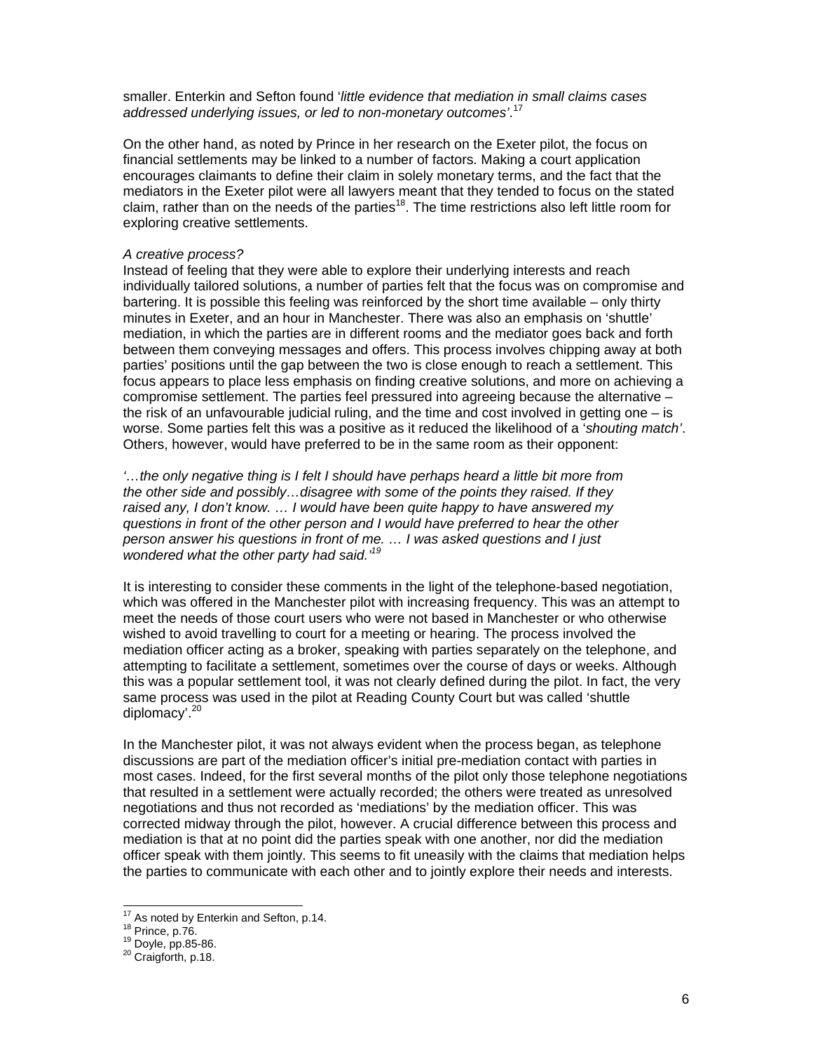smaller. Enterkin and Sefton found '*little evidence that mediation in small claims cases addressed underlying issues, or led to non-monetary outcomes'*.[17]

On the other hand, as noted by Prince in her research on the Exeter pilot, the focus on financial settlements may be linked to a number of factors. Making a court application encourages claimants to define their claim in solely monetary terms, and the fact that the mediators in the Exeter pilot were all lawyers meant that they tended to focus on the stated claim, rather than on the needs of the parties[18]. The time restrictions also left little room for exploring creative settlements.

*A creative process?*

Instead of feeling that they were able to explore their underlying interests and reach individually tailored solutions, a number of parties felt that the focus was on compromise and bartering. It is possible this feeling was reinforced by the short time available – only thirty minutes in Exeter, and an hour in Manchester. There was also an emphasis on 'shuttle' mediation, in which the parties are in different rooms and the mediator goes back and forth between them conveying messages and offers. This process involves chipping away at both parties' positions until the gap between the two is close enough to reach a settlement. This focus appears to place less emphasis on finding creative solutions, and more on achieving a compromise settlement. The parties feel pressured into agreeing because the alternative – the risk of an unfavourable judicial ruling, and the time and cost involved in getting one – is worse. Some parties felt this was a positive as it reduced the likelihood of a '*shouting match'*. Others, however, would have preferred to be in the same room as their opponent:

*'…the only negative thing is I felt I should have perhaps heard a little bit more from the other side and possibly…disagree with some of the points they raised. If they raised any, I don't know. … I would have been quite happy to have answered my questions in front of the other person and I would have preferred to hear the other person answer his questions in front of me. … I was asked questions and I just wondered what the other party had said.'*[19]

It is interesting to consider these comments in the light of the telephone-based negotiation, which was offered in the Manchester pilot with increasing frequency. This was an attempt to meet the needs of those court users who were not based in Manchester or who otherwise wished to avoid travelling to court for a meeting or hearing. The process involved the mediation officer acting as a broker, speaking with parties separately on the telephone, and attempting to facilitate a settlement, sometimes over the course of days or weeks. Although this was a popular settlement tool, it was not clearly defined during the pilot. In fact, the very same process was used in the pilot at Reading County Court but was called 'shuttle diplomacy'.[20]

In the Manchester pilot, it was not always evident when the process began, as telephone discussions are part of the mediation officer's initial pre-mediation contact with parties in most cases. Indeed, for the first several months of the pilot only those telephone negotiations that resulted in a settlement were actually recorded; the others were treated as unresolved negotiations and thus not recorded as 'mediations' by the mediation officer. This was corrected midway through the pilot, however. A crucial difference between this process and mediation is that at no point did the parties speak with one another, nor did the mediation officer speak with them jointly. This seems to fit uneasily with the claims that mediation helps the parties to communicate with each other and to jointly explore their needs and interests.

---

[17] As noted by Enterkin and Sefton, p.14.
[18] Prince, p.76.
[19] Doyle, pp.85-86.
[20] Craigforth, p.18.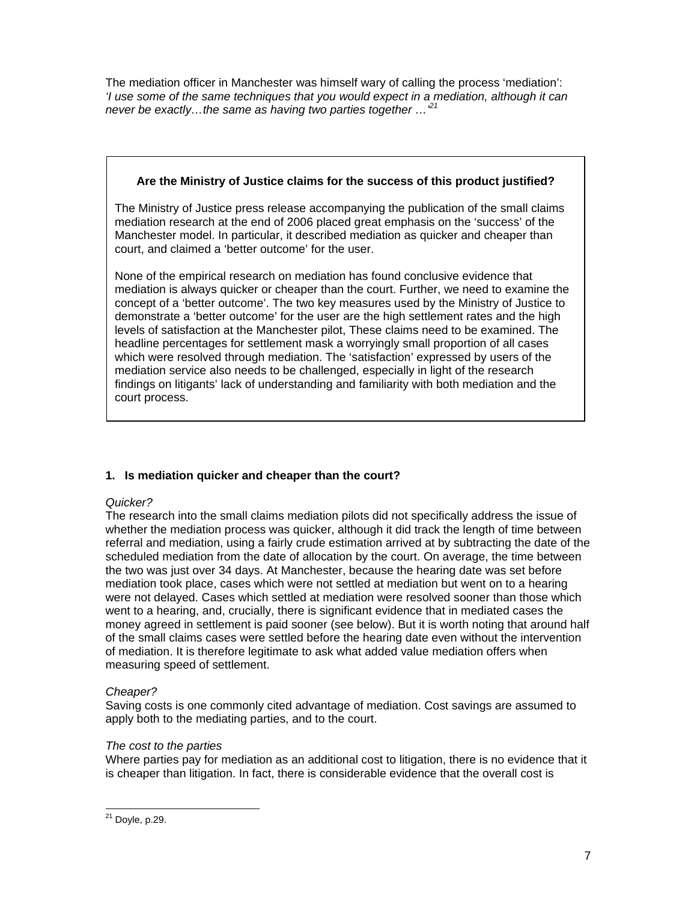The mediation officer in Manchester was himself wary of calling the process 'mediation': *'I use some of the same techniques that you would expect in a mediation, although it can never be exactly…the same as having two parties together …'*[21]

> **Are the Ministry of Justice claims for the success of this product justified?**
>
> The Ministry of Justice press release accompanying the publication of the small claims mediation research at the end of 2006 placed great emphasis on the 'success' of the Manchester model. In particular, it described mediation as quicker and cheaper than court, and claimed a 'better outcome' for the user.
>
> None of the empirical research on mediation has found conclusive evidence that mediation is always quicker or cheaper than the court. Further, we need to examine the concept of a 'better outcome'. The two key measures used by the Ministry of Justice to demonstrate a 'better outcome' for the user are the high settlement rates and the high levels of satisfaction at the Manchester pilot, These claims need to be examined. The headline percentages for settlement mask a worryingly small proportion of all cases which were resolved through mediation. The 'satisfaction' expressed by users of the mediation service also needs to be challenged, especially in light of the research findings on litigants' lack of understanding and familiarity with both mediation and the court process.

### 1. Is mediation quicker and cheaper than the court?

*Quicker?*

The research into the small claims mediation pilots did not specifically address the issue of whether the mediation process was quicker, although it did track the length of time between referral and mediation, using a fairly crude estimation arrived at by subtracting the date of the scheduled mediation from the date of allocation by the court. On average, the time between the two was just over 34 days. At Manchester, because the hearing date was set before mediation took place, cases which were not settled at mediation but went on to a hearing were not delayed. Cases which settled at mediation were resolved sooner than those which went to a hearing, and, crucially, there is significant evidence that in mediated cases the money agreed in settlement is paid sooner (see below). But it is worth noting that around half of the small claims cases were settled before the hearing date even without the intervention of mediation. It is therefore legitimate to ask what added value mediation offers when measuring speed of settlement.

*Cheaper?*

Saving costs is one commonly cited advantage of mediation. Cost savings are assumed to apply both to the mediating parties, and to the court.

*The cost to the parties*

Where parties pay for mediation as an additional cost to litigation, there is no evidence that it is cheaper than litigation. In fact, there is considerable evidence that the overall cost is

[21] Doyle, p.29.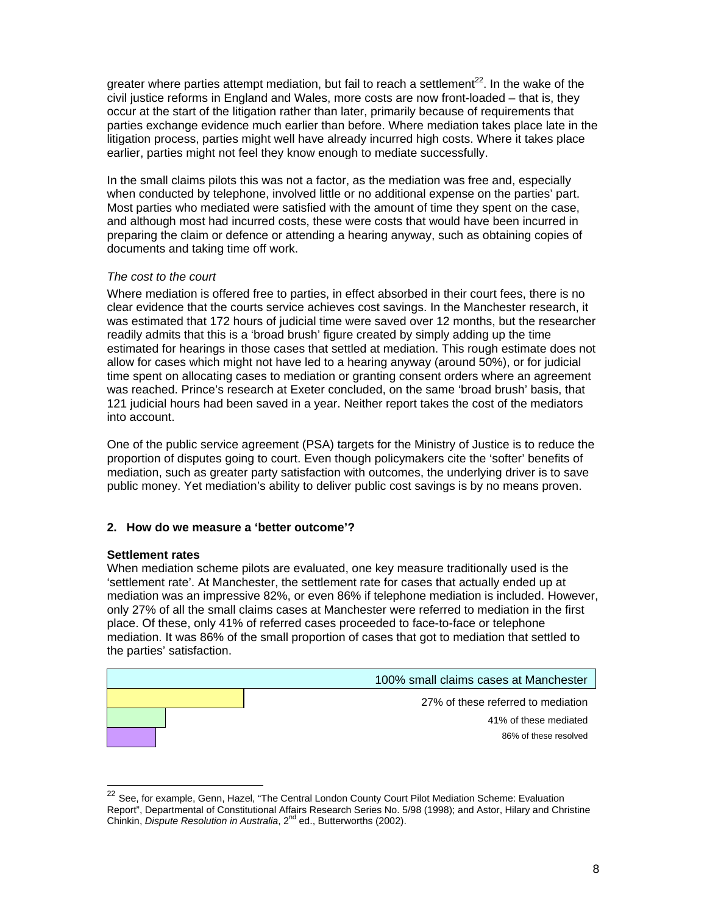greater where parties attempt mediation, but fail to reach a settlement[22]. In the wake of the civil justice reforms in England and Wales, more costs are now front-loaded – that is, they occur at the start of the litigation rather than later, primarily because of requirements that parties exchange evidence much earlier than before. Where mediation takes place late in the litigation process, parties might well have already incurred high costs. Where it takes place earlier, parties might not feel they know enough to mediate successfully.

In the small claims pilots this was not a factor, as the mediation was free and, especially when conducted by telephone, involved little or no additional expense on the parties' part. Most parties who mediated were satisfied with the amount of time they spent on the case, and although most had incurred costs, these were costs that would have been incurred in preparing the claim or defence or attending a hearing anyway, such as obtaining copies of documents and taking time off work.

*The cost to the court*

Where mediation is offered free to parties, in effect absorbed in their court fees, there is no clear evidence that the courts service achieves cost savings. In the Manchester research, it was estimated that 172 hours of judicial time were saved over 12 months, but the researcher readily admits that this is a 'broad brush' figure created by simply adding up the time estimated for hearings in those cases that settled at mediation. This rough estimate does not allow for cases which might not have led to a hearing anyway (around 50%), or for judicial time spent on allocating cases to mediation or granting consent orders where an agreement was reached. Prince's research at Exeter concluded, on the same 'broad brush' basis, that 121 judicial hours had been saved in a year. Neither report takes the cost of the mediators into account.

One of the public service agreement (PSA) targets for the Ministry of Justice is to reduce the proportion of disputes going to court. Even though policymakers cite the 'softer' benefits of mediation, such as greater party satisfaction with outcomes, the underlying driver is to save public money. Yet mediation's ability to deliver public cost savings is by no means proven.

## 2. How do we measure a 'better outcome'?

**Settlement rates**

When mediation scheme pilots are evaluated, one key measure traditionally used is the 'settlement rate'. At Manchester, the settlement rate for cases that actually ended up at mediation was an impressive 82%, or even 86% if telephone mediation is included. However, only 27% of all the small claims cases at Manchester were referred to mediation in the first place. Of these, only 41% of referred cases proceeded to face-to-face or telephone mediation. It was 86% of the small proportion of cases that got to mediation that settled to the parties' satisfaction.

100% small claims cases at Manchester

27% of these referred to mediation

41% of these mediated

86% of these resolved

[22] See, for example, Genn, Hazel, "The Central London County Court Pilot Mediation Scheme: Evaluation Report", Departmental of Constitutional Affairs Research Series No. 5/98 (1998); and Astor, Hilary and Christine Chinkin, *Dispute Resolution in Australia*, 2nd ed., Butterworths (2002).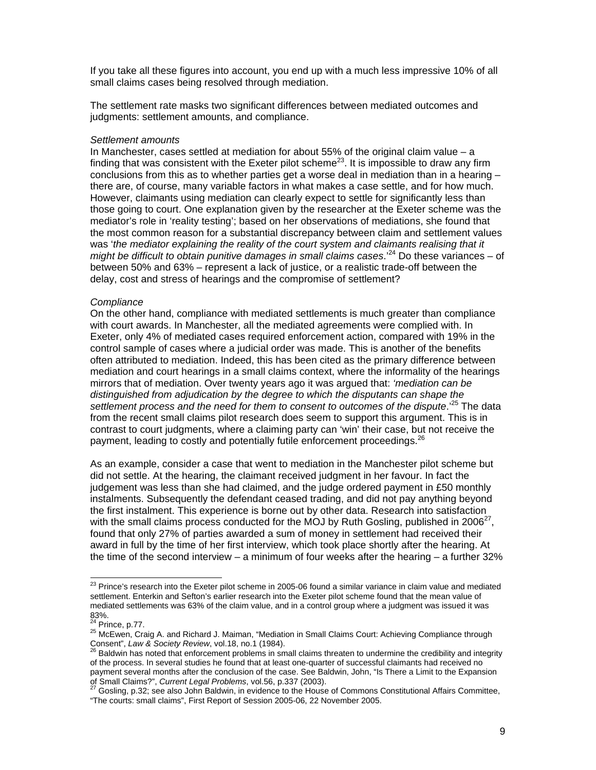If you take all these figures into account, you end up with a much less impressive 10% of all small claims cases being resolved through mediation.

The settlement rate masks two significant differences between mediated outcomes and judgments: settlement amounts, and compliance.

*Settlement amounts*
In Manchester, cases settled at mediation for about 55% of the original claim value – a finding that was consistent with the Exeter pilot scheme[23]. It is impossible to draw any firm conclusions from this as to whether parties get a worse deal in mediation than in a hearing – there are, of course, many variable factors in what makes a case settle, and for how much. However, claimants using mediation can clearly expect to settle for significantly less than those going to court. One explanation given by the researcher at the Exeter scheme was the mediator's role in 'reality testing'; based on her observations of mediations, she found that the most common reason for a substantial discrepancy between claim and settlement values was '*the mediator explaining the reality of the court system and claimants realising that it might be difficult to obtain punitive damages in small claims cases*.'[24] Do these variances – of between 50% and 63% – represent a lack of justice, or a realistic trade-off between the delay, cost and stress of hearings and the compromise of settlement?

*Compliance*
On the other hand, compliance with mediated settlements is much greater than compliance with court awards. In Manchester, all the mediated agreements were complied with. In Exeter, only 4% of mediated cases required enforcement action, compared with 19% in the control sample of cases where a judicial order was made. This is another of the benefits often attributed to mediation. Indeed, this has been cited as the primary difference between mediation and court hearings in a small claims context, where the informality of the hearings mirrors that of mediation. Over twenty years ago it was argued that: *'mediation can be distinguished from adjudication by the degree to which the disputants can shape the settlement process and the need for them to consent to outcomes of the dispute*.'[25] The data from the recent small claims pilot research does seem to support this argument. This is in contrast to court judgments, where a claiming party can 'win' their case, but not receive the payment, leading to costly and potentially futile enforcement proceedings.[26]

As an example, consider a case that went to mediation in the Manchester pilot scheme but did not settle. At the hearing, the claimant received judgment in her favour. In fact the judgement was less than she had claimed, and the judge ordered payment in £50 monthly instalments. Subsequently the defendant ceased trading, and did not pay anything beyond the first instalment. This experience is borne out by other data. Research into satisfaction with the small claims process conducted for the MOJ by Ruth Gosling, published in 2006[27], found that only 27% of parties awarded a sum of money in settlement had received their award in full by the time of her first interview, which took place shortly after the hearing. At the time of the second interview – a minimum of four weeks after the hearing – a further 32%

---

[23] Prince's research into the Exeter pilot scheme in 2005-06 found a similar variance in claim value and mediated settlement. Enterkin and Sefton's earlier research into the Exeter pilot scheme found that the mean value of mediated settlements was 63% of the claim value, and in a control group where a judgment was issued it was 83%.

[24] Prince, p.77.

[25] McEwen, Craig A. and Richard J. Maiman, "Mediation in Small Claims Court: Achieving Compliance through Consent", *Law & Society Review*, vol.18, no.1 (1984).

[26] Baldwin has noted that enforcement problems in small claims threaten to undermine the credibility and integrity of the process. In several studies he found that at least one-quarter of successful claimants had received no payment several months after the conclusion of the case. See Baldwin, John, "Is There a Limit to the Expansion of Small Claims?", *Current Legal Problems*, vol.56, p.337 (2003).

[27] Gosling, p.32; see also John Baldwin, in evidence to the House of Commons Constitutional Affairs Committee, "The courts: small claims", First Report of Session 2005-06, 22 November 2005.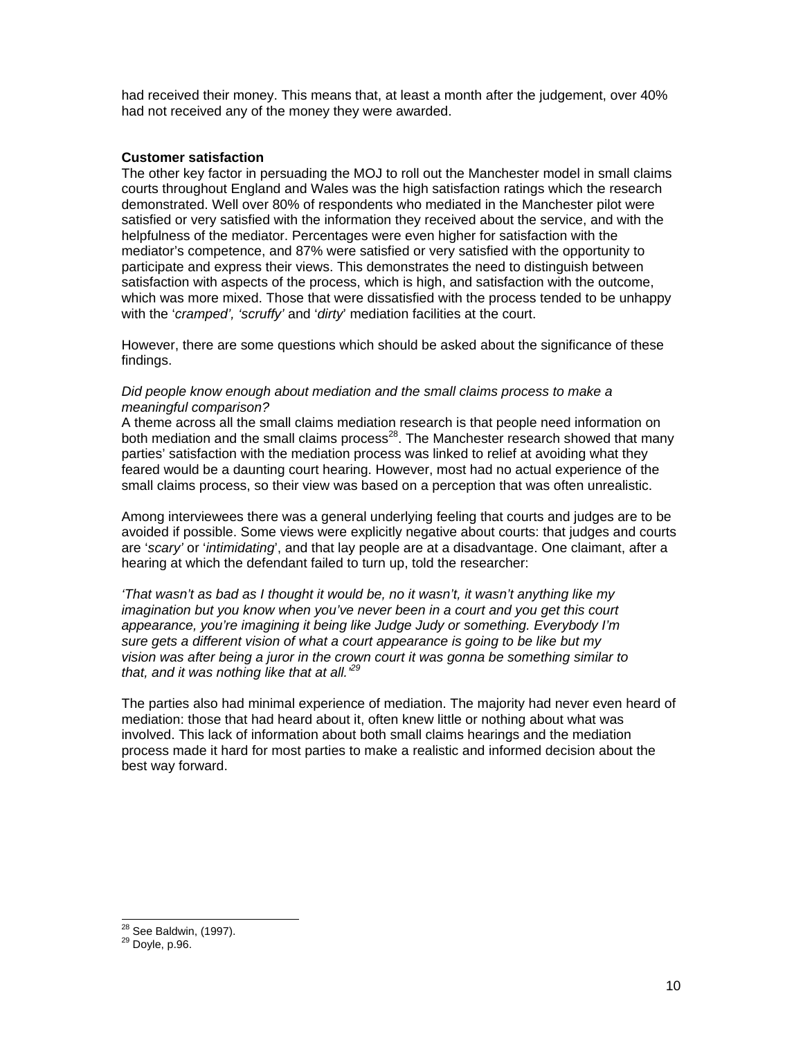had received their money. This means that, at least a month after the judgement, over 40% had not received any of the money they were awarded.

**Customer satisfaction**

The other key factor in persuading the MOJ to roll out the Manchester model in small claims courts throughout England and Wales was the high satisfaction ratings which the research demonstrated. Well over 80% of respondents who mediated in the Manchester pilot were satisfied or very satisfied with the information they received about the service, and with the helpfulness of the mediator. Percentages were even higher for satisfaction with the mediator's competence, and 87% were satisfied or very satisfied with the opportunity to participate and express their views. This demonstrates the need to distinguish between satisfaction with aspects of the process, which is high, and satisfaction with the outcome, which was more mixed. Those that were dissatisfied with the process tended to be unhappy with the '*cramped', 'scruffy'* and '*dirty*' mediation facilities at the court.

However, there are some questions which should be asked about the significance of these findings.

*Did people know enough about mediation and the small claims process to make a meaningful comparison?*

A theme across all the small claims mediation research is that people need information on both mediation and the small claims process[28]. The Manchester research showed that many parties' satisfaction with the mediation process was linked to relief at avoiding what they feared would be a daunting court hearing. However, most had no actual experience of the small claims process, so their view was based on a perception that was often unrealistic.

Among interviewees there was a general underlying feeling that courts and judges are to be avoided if possible. Some views were explicitly negative about courts: that judges and courts are '*scary'* or '*intimidating*', and that lay people are at a disadvantage. One claimant, after a hearing at which the defendant failed to turn up, told the researcher:

*'That wasn't as bad as I thought it would be, no it wasn't, it wasn't anything like my imagination but you know when you've never been in a court and you get this court appearance, you're imagining it being like Judge Judy or something. Everybody I'm sure gets a different vision of what a court appearance is going to be like but my vision was after being a juror in the crown court it was gonna be something similar to that, and it was nothing like that at all.'*[29]

The parties also had minimal experience of mediation. The majority had never even heard of mediation: those that had heard about it, often knew little or nothing about what was involved. This lack of information about both small claims hearings and the mediation process made it hard for most parties to make a realistic and informed decision about the best way forward.

---

[28] See Baldwin, (1997).

[29] Doyle, p.96.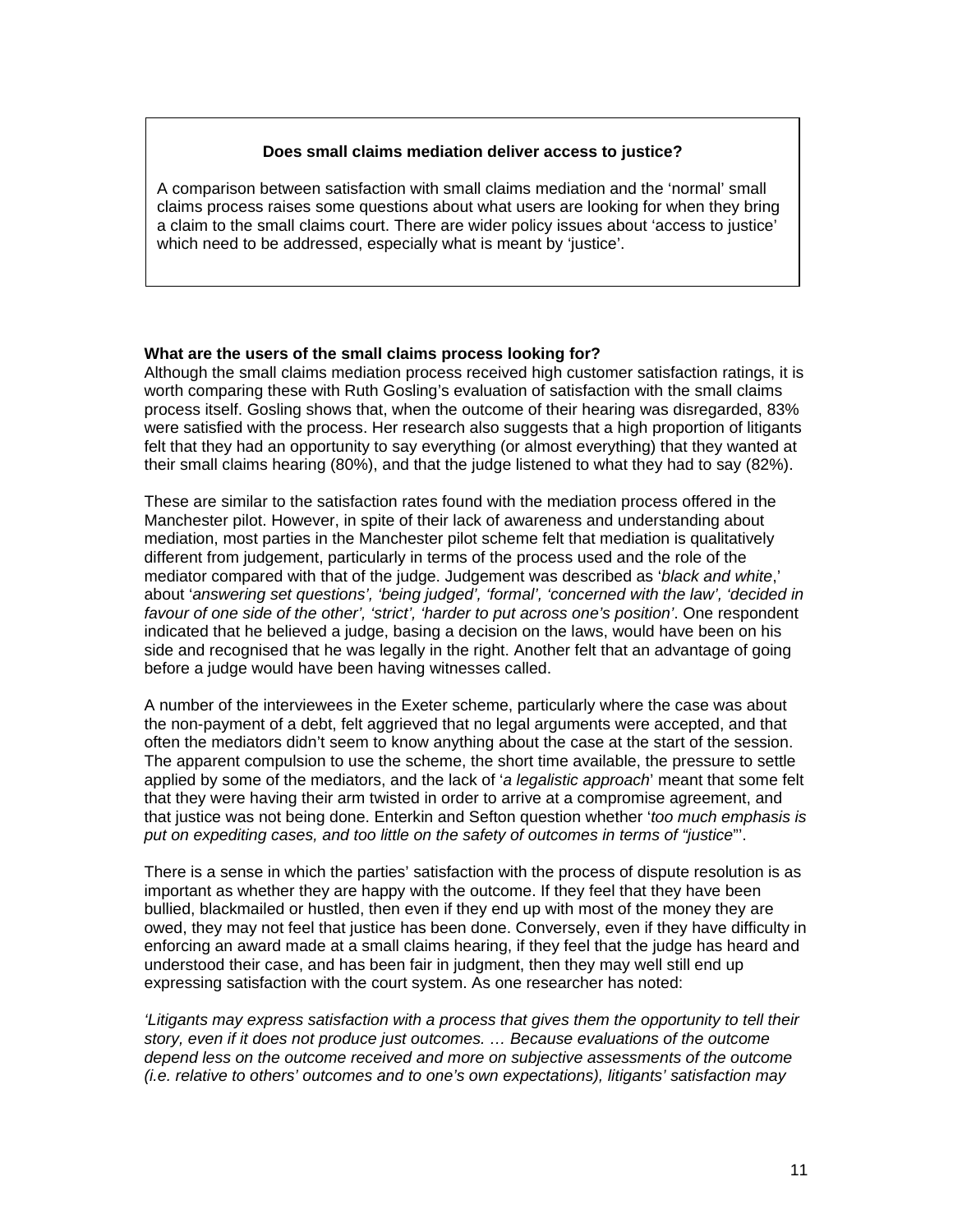**Does small claims mediation deliver access to justice?**

A comparison between satisfaction with small claims mediation and the 'normal' small claims process raises some questions about what users are looking for when they bring a claim to the small claims court. There are wider policy issues about 'access to justice' which need to be addressed, especially what is meant by 'justice'.

**What are the users of the small claims process looking for?**

Although the small claims mediation process received high customer satisfaction ratings, it is worth comparing these with Ruth Gosling's evaluation of satisfaction with the small claims process itself. Gosling shows that, when the outcome of their hearing was disregarded, 83% were satisfied with the process. Her research also suggests that a high proportion of litigants felt that they had an opportunity to say everything (or almost everything) that they wanted at their small claims hearing (80%), and that the judge listened to what they had to say (82%).

These are similar to the satisfaction rates found with the mediation process offered in the Manchester pilot. However, in spite of their lack of awareness and understanding about mediation, most parties in the Manchester pilot scheme felt that mediation is qualitatively different from judgement, particularly in terms of the process used and the role of the mediator compared with that of the judge. Judgement was described as '*black and white*,' about '*answering set questions', 'being judged', 'formal', 'concerned with the law', 'decided in favour of one side of the other', 'strict', 'harder to put across one's position'*. One respondent indicated that he believed a judge, basing a decision on the laws, would have been on his side and recognised that he was legally in the right. Another felt that an advantage of going before a judge would have been having witnesses called.

A number of the interviewees in the Exeter scheme, particularly where the case was about the non-payment of a debt, felt aggrieved that no legal arguments were accepted, and that often the mediators didn't seem to know anything about the case at the start of the session. The apparent compulsion to use the scheme, the short time available, the pressure to settle applied by some of the mediators, and the lack of '*a legalistic approach*' meant that some felt that they were having their arm twisted in order to arrive at a compromise agreement, and that justice was not being done. Enterkin and Sefton question whether '*too much emphasis is put on expediting cases, and too little on the safety of outcomes in terms of "justice*"'.

There is a sense in which the parties' satisfaction with the process of dispute resolution is as important as whether they are happy with the outcome. If they feel that they have been bullied, blackmailed or hustled, then even if they end up with most of the money they are owed, they may not feel that justice has been done. Conversely, even if they have difficulty in enforcing an award made at a small claims hearing, if they feel that the judge has heard and understood their case, and has been fair in judgment, then they may well still end up expressing satisfaction with the court system. As one researcher has noted:

*'Litigants may express satisfaction with a process that gives them the opportunity to tell their story, even if it does not produce just outcomes. … Because evaluations of the outcome depend less on the outcome received and more on subjective assessments of the outcome (i.e. relative to others' outcomes and to one's own expectations), litigants' satisfaction may*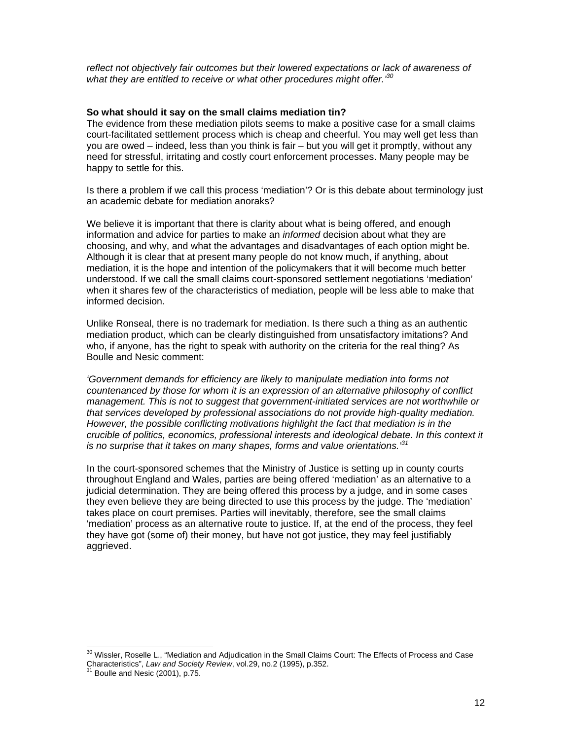*reflect not objectively fair outcomes but their lowered expectations or lack of awareness of what they are entitled to receive or what other procedures might offer.'*[30]

**So what should it say on the small claims mediation tin?**

The evidence from these mediation pilots seems to make a positive case for a small claims court-facilitated settlement process which is cheap and cheerful. You may well get less than you are owed – indeed, less than you think is fair – but you will get it promptly, without any need for stressful, irritating and costly court enforcement processes. Many people may be happy to settle for this.

Is there a problem if we call this process 'mediation'? Or is this debate about terminology just an academic debate for mediation anoraks?

We believe it is important that there is clarity about what is being offered, and enough information and advice for parties to make an *informed* decision about what they are choosing, and why, and what the advantages and disadvantages of each option might be. Although it is clear that at present many people do not know much, if anything, about mediation, it is the hope and intention of the policymakers that it will become much better understood. If we call the small claims court-sponsored settlement negotiations 'mediation' when it shares few of the characteristics of mediation, people will be less able to make that informed decision.

Unlike Ronseal, there is no trademark for mediation. Is there such a thing as an authentic mediation product, which can be clearly distinguished from unsatisfactory imitations? And who, if anyone, has the right to speak with authority on the criteria for the real thing? As Boulle and Nesic comment:

*'Government demands for efficiency are likely to manipulate mediation into forms not countenanced by those for whom it is an expression of an alternative philosophy of conflict management. This is not to suggest that government-initiated services are not worthwhile or that services developed by professional associations do not provide high-quality mediation. However, the possible conflicting motivations highlight the fact that mediation is in the crucible of politics, economics, professional interests and ideological debate. In this context it is no surprise that it takes on many shapes, forms and value orientations.'*[31]

In the court-sponsored schemes that the Ministry of Justice is setting up in county courts throughout England and Wales, parties are being offered 'mediation' as an alternative to a judicial determination. They are being offered this process by a judge, and in some cases they even believe they are being directed to use this process by the judge. The 'mediation' takes place on court premises. Parties will inevitably, therefore, see the small claims 'mediation' process as an alternative route to justice. If, at the end of the process, they feel they have got (some of) their money, but have not got justice, they may feel justifiably aggrieved.

---

[30] Wissler, Roselle L., "Mediation and Adjudication in the Small Claims Court: The Effects of Process and Case Characteristics", *Law and Society Review*, vol.29, no.2 (1995), p.352.

[31] Boulle and Nesic (2001), p.75.